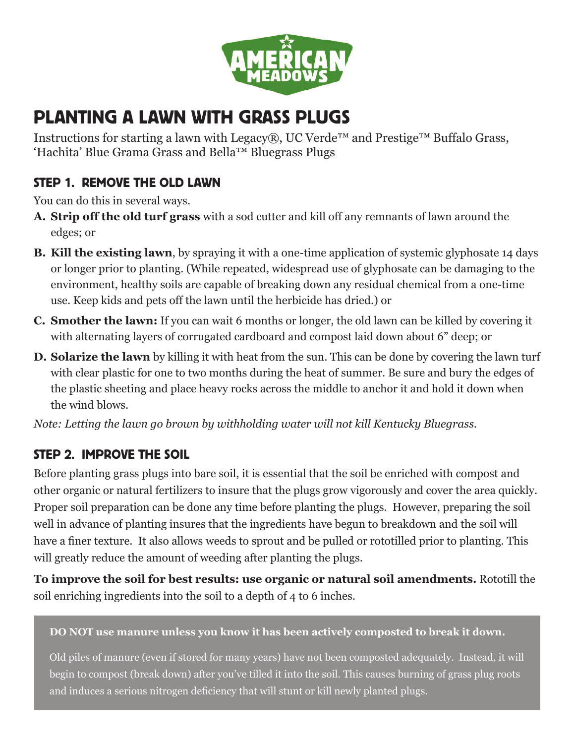AMERICAN MEADOWS

# PLANTING A LAWN WITH GRASS PLUGS

Instructions for starting a lawn with Legacy®, UC Verde™ and Prestige™ Buffalo Grass, 'Hachita' Blue Grama Grass and Bella™ Bluegrass Plugs

## STEP 1. REMOVE THE OLD LAWN

You can do this in several ways.

A. **Strip off the old turf grass** with a sod cutter and kill off any remnants of lawn around the edges; or

B. **Kill the existing lawn**, by spraying it with a one-time application of systemic glyphosate 14 days or longer prior to planting. (While repeated, widespread use of glyphosate can be damaging to the environment, healthy soils are capable of breaking down any residual chemical from a one-time use. Keep kids and pets off the lawn until the herbicide has dried.) or

C. **Smother the lawn:** If you can wait 6 months or longer, the old lawn can be killed by covering it with alternating layers of corrugated cardboard and compost laid down about 6" deep; or

D. **Solarize the lawn** by killing it with heat from the sun. This can be done by covering the lawn turf with clear plastic for one to two months during the heat of summer. Be sure and bury the edges of the plastic sheeting and place heavy rocks across the middle to anchor it and hold it down when the wind blows.

*Note: Letting the lawn go brown by withholding water will not kill Kentucky Bluegrass.*

## STEP 2. IMPROVE THE SOIL

Before planting grass plugs into bare soil, it is essential that the soil be enriched with compost and other organic or natural fertilizers to insure that the plugs grow vigorously and cover the area quickly. Proper soil preparation can be done any time before planting the plugs. However, preparing the soil well in advance of planting insures that the ingredients have begun to breakdown and the soil will have a finer texture. It also allows weeds to sprout and be pulled or rototilled prior to planting. This will greatly reduce the amount of weeding after planting the plugs.

**To improve the soil for best results: use organic or natural soil amendments.** Rototill the soil enriching ingredients into the soil to a depth of 4 to 6 inches.

**DO NOT use manure unless you know it has been actively composted to break it down.**

Old piles of manure (even if stored for many years) have not been composted adequately. Instead, it will begin to compost (break down) after you've tilled it into the soil. This causes burning of grass plug roots and induces a serious nitrogen deficiency that will stunt or kill newly planted plugs.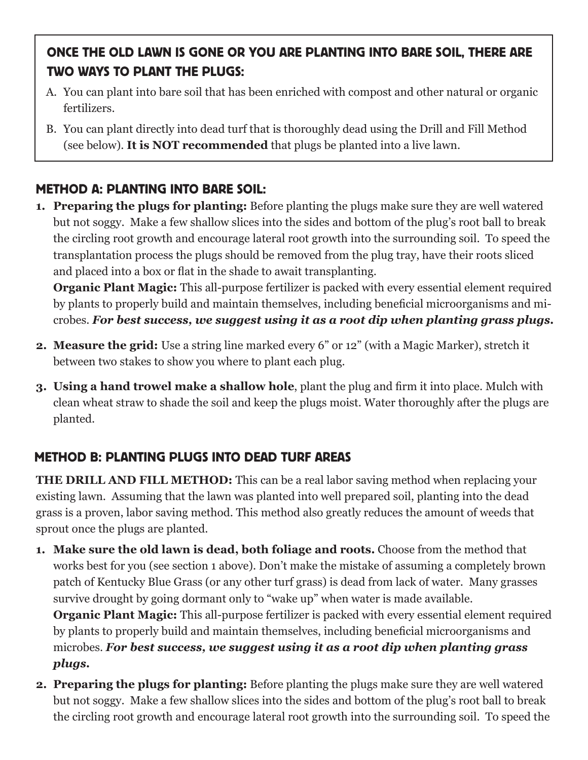## ONCE THE OLD LAWN IS GONE OR YOU ARE PLANTING INTO BARE SOIL, THERE ARE TWO WAYS TO PLANT THE PLUGS:

A. You can plant into bare soil that has been enriched with compost and other natural or organic fertilizers.

B. You can plant directly into dead turf that is thoroughly dead using the Drill and Fill Method (see below). **It is NOT recommended** that plugs be planted into a live lawn.

## METHOD A: PLANTING INTO BARE SOIL:

1. **Preparing the plugs for planting:** Before planting the plugs make sure they are well watered but not soggy. Make a few shallow slices into the sides and bottom of the plug's root ball to break the circling root growth and encourage lateral root growth into the surrounding soil. To speed the transplantation process the plugs should be removed from the plug tray, have their roots sliced and placed into a box or flat in the shade to await transplanting.
   **Organic Plant Magic:** This all-purpose fertilizer is packed with every essential element required by plants to properly build and maintain themselves, including beneficial microorganisms and microbes. ***For best success, we suggest using it as a root dip when planting grass plugs.***

2. **Measure the grid:** Use a string line marked every 6" or 12" (with a Magic Marker), stretch it between two stakes to show you where to plant each plug.

3. **Using a hand trowel make a shallow hole**, plant the plug and firm it into place. Mulch with clean wheat straw to shade the soil and keep the plugs moist. Water thoroughly after the plugs are planted.

## METHOD B: PLANTING PLUGS INTO DEAD TURF AREAS

**THE DRILL AND FILL METHOD:** This can be a real labor saving method when replacing your existing lawn. Assuming that the lawn was planted into well prepared soil, planting into the dead grass is a proven, labor saving method. This method also greatly reduces the amount of weeds that sprout once the plugs are planted.

1. **Make sure the old lawn is dead, both foliage and roots.** Choose from the method that works best for you (see section 1 above). Don't make the mistake of assuming a completely brown patch of Kentucky Blue Grass (or any other turf grass) is dead from lack of water. Many grasses survive drought by going dormant only to "wake up" when water is made available.
   **Organic Plant Magic:** This all-purpose fertilizer is packed with every essential element required by plants to properly build and maintain themselves, including beneficial microorganisms and microbes. ***For best success, we suggest using it as a root dip when planting grass plugs.***

2. **Preparing the plugs for planting:** Before planting the plugs make sure they are well watered but not soggy. Make a few shallow slices into the sides and bottom of the plug's root ball to break the circling root growth and encourage lateral root growth into the surrounding soil. To speed the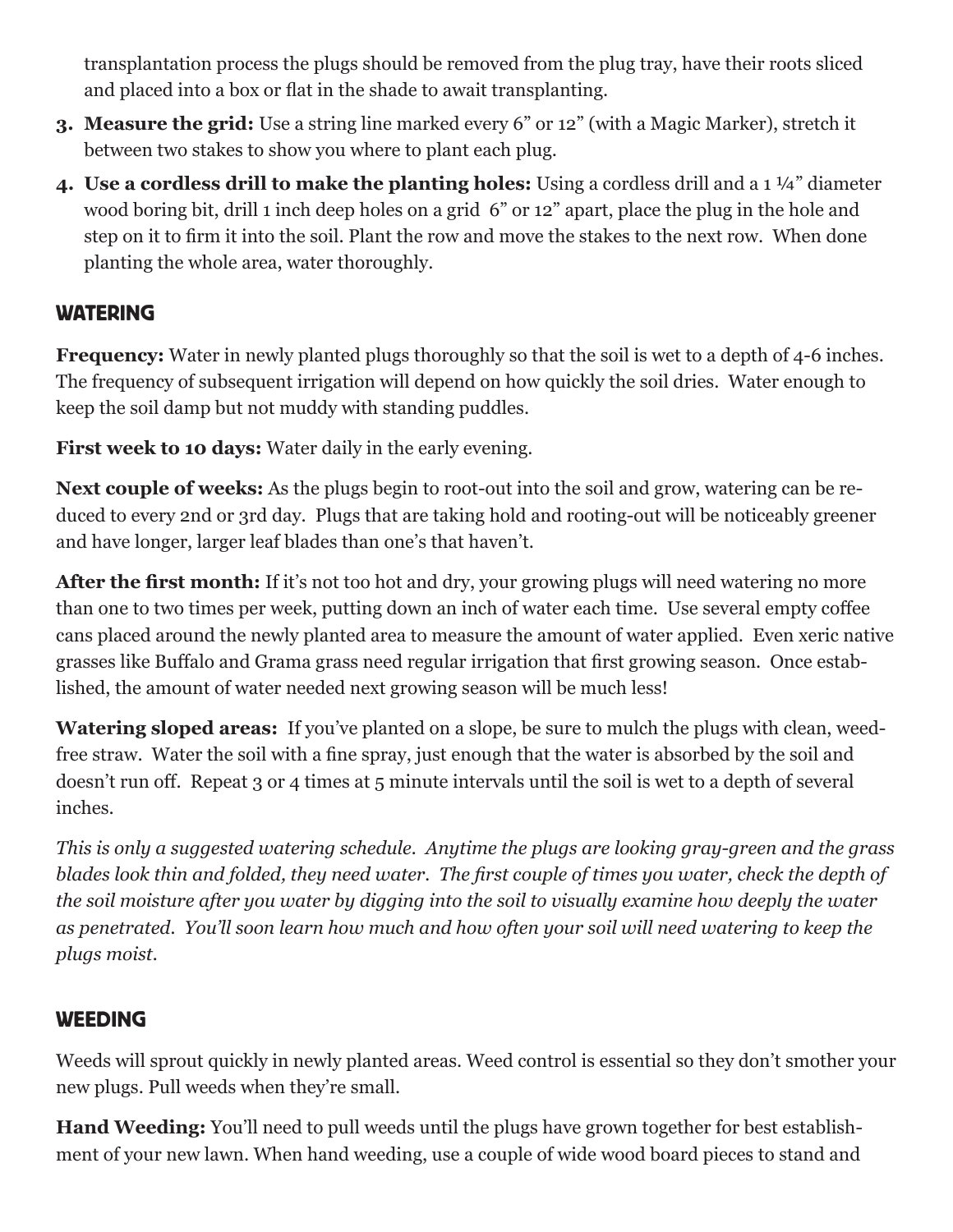transplantation process the plugs should be removed from the plug tray, have their roots sliced and placed into a box or flat in the shade to await transplanting.

3. **Measure the grid:** Use a string line marked every 6" or 12" (with a Magic Marker), stretch it between two stakes to show you where to plant each plug.
4. **Use a cordless drill to make the planting holes:** Using a cordless drill and a 1 ¼" diameter wood boring bit, drill 1 inch deep holes on a grid 6" or 12" apart, place the plug in the hole and step on it to firm it into the soil. Plant the row and move the stakes to the next row. When done planting the whole area, water thoroughly.

## WATERING

**Frequency:** Water in newly planted plugs thoroughly so that the soil is wet to a depth of 4-6 inches. The frequency of subsequent irrigation will depend on how quickly the soil dries. Water enough to keep the soil damp but not muddy with standing puddles.

**First week to 10 days:** Water daily in the early evening.

**Next couple of weeks:** As the plugs begin to root-out into the soil and grow, watering can be reduced to every 2nd or 3rd day. Plugs that are taking hold and rooting-out will be noticeably greener and have longer, larger leaf blades than one's that haven't.

**After the first month:** If it's not too hot and dry, your growing plugs will need watering no more than one to two times per week, putting down an inch of water each time. Use several empty coffee cans placed around the newly planted area to measure the amount of water applied. Even xeric native grasses like Buffalo and Grama grass need regular irrigation that first growing season. Once established, the amount of water needed next growing season will be much less!

**Watering sloped areas:** If you've planted on a slope, be sure to mulch the plugs with clean, weed-free straw. Water the soil with a fine spray, just enough that the water is absorbed by the soil and doesn't run off. Repeat 3 or 4 times at 5 minute intervals until the soil is wet to a depth of several inches.

*This is only a suggested watering schedule. Anytime the plugs are looking gray-green and the grass blades look thin and folded, they need water. The first couple of times you water, check the depth of the soil moisture after you water by digging into the soil to visually examine how deeply the water as penetrated. You'll soon learn how much and how often your soil will need watering to keep the plugs moist.*

## WEEDING

Weeds will sprout quickly in newly planted areas. Weed control is essential so they don't smother your new plugs. Pull weeds when they're small.

**Hand Weeding:** You'll need to pull weeds until the plugs have grown together for best establishment of your new lawn. When hand weeding, use a couple of wide wood board pieces to stand and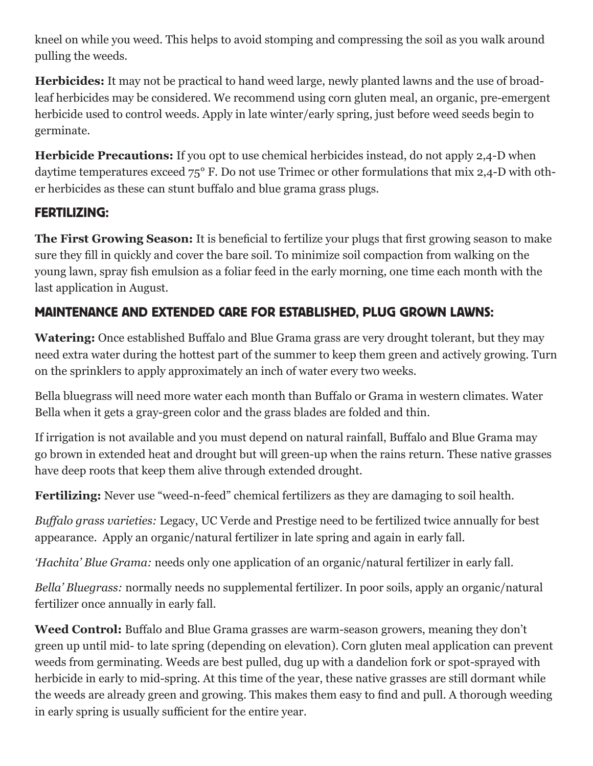kneel on while you weed. This helps to avoid stomping and compressing the soil as you walk around pulling the weeds.

**Herbicides:** It may not be practical to hand weed large, newly planted lawns and the use of broad-leaf herbicides may be considered. We recommend using corn gluten meal, an organic, pre-emergent herbicide used to control weeds. Apply in late winter/early spring, just before weed seeds begin to germinate.

**Herbicide Precautions:** If you opt to use chemical herbicides instead, do not apply 2,4-D when daytime temperatures exceed 75° F. Do not use Trimec or other formulations that mix 2,4-D with other herbicides as these can stunt buffalo and blue grama grass plugs.

## FERTILIZING:

**The First Growing Season:** It is beneficial to fertilize your plugs that first growing season to make sure they fill in quickly and cover the bare soil. To minimize soil compaction from walking on the young lawn, spray fish emulsion as a foliar feed in the early morning, one time each month with the last application in August.

## MAINTENANCE AND EXTENDED CARE FOR ESTABLISHED, PLUG GROWN LAWNS:

**Watering:** Once established Buffalo and Blue Grama grass are very drought tolerant, but they may need extra water during the hottest part of the summer to keep them green and actively growing. Turn on the sprinklers to apply approximately an inch of water every two weeks.

Bella bluegrass will need more water each month than Buffalo or Grama in western climates. Water Bella when it gets a gray-green color and the grass blades are folded and thin.

If irrigation is not available and you must depend on natural rainfall, Buffalo and Blue Grama may go brown in extended heat and drought but will green-up when the rains return. These native grasses have deep roots that keep them alive through extended drought.

**Fertilizing:** Never use "weed-n-feed" chemical fertilizers as they are damaging to soil health.

*Buffalo grass varieties:* Legacy, UC Verde and Prestige need to be fertilized twice annually for best appearance. Apply an organic/natural fertilizer in late spring and again in early fall.

*'Hachita' Blue Grama:* needs only one application of an organic/natural fertilizer in early fall.

*Bella' Bluegrass:* normally needs no supplemental fertilizer. In poor soils, apply an organic/natural fertilizer once annually in early fall.

**Weed Control:** Buffalo and Blue Grama grasses are warm-season growers, meaning they don't green up until mid- to late spring (depending on elevation). Corn gluten meal application can prevent weeds from germinating. Weeds are best pulled, dug up with a dandelion fork or spot-sprayed with herbicide in early to mid-spring. At this time of the year, these native grasses are still dormant while the weeds are already green and growing. This makes them easy to find and pull. A thorough weeding in early spring is usually sufficient for the entire year.